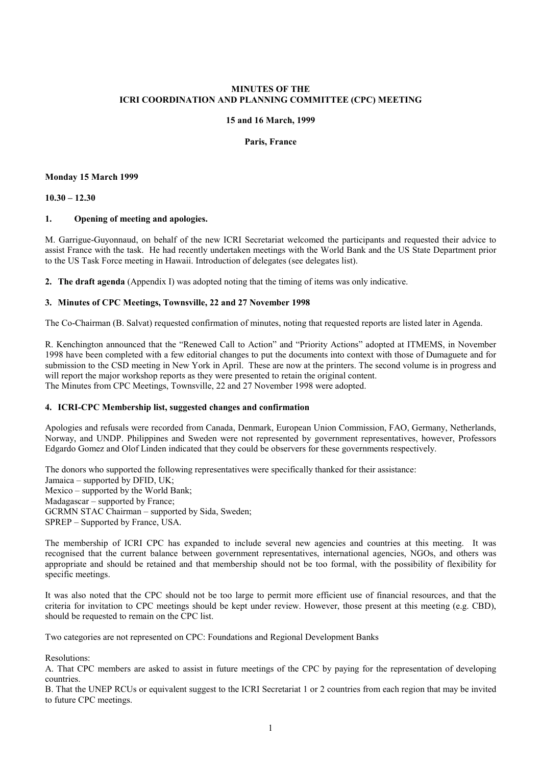**MINUTES OF THE**
**ICRI COORDINATION AND PLANNING COMMITTEE (CPC) MEETING**

**15 and 16 March, 1999**

**Paris, France**

**Monday 15 March 1999**

**10.30 – 12.30**

**1. Opening of meeting and apologies.**

M. Garrigue-Guyonnaud, on behalf of the new ICRI Secretariat welcomed the participants and requested their advice to assist France with the task. He had recently undertaken meetings with the World Bank and the US State Department prior to the US Task Force meeting in Hawaii. Introduction of delegates (see delegates list).

**2. The draft agenda** (Appendix I) was adopted noting that the timing of items was only indicative.

**3. Minutes of CPC Meetings, Townsville, 22 and 27 November 1998**

The Co-Chairman (B. Salvat) requested confirmation of minutes, noting that requested reports are listed later in Agenda.

R. Kenchington announced that the "Renewed Call to Action" and "Priority Actions" adopted at ITMEMS, in November 1998 have been completed with a few editorial changes to put the documents into context with those of Dumaguete and for submission to the CSD meeting in New York in April. These are now at the printers. The second volume is in progress and will report the major workshop reports as they were presented to retain the original content.
The Minutes from CPC Meetings, Townsville, 22 and 27 November 1998 were adopted.

**4. ICRI-CPC Membership list, suggested changes and confirmation**

Apologies and refusals were recorded from Canada, Denmark, European Union Commission, FAO, Germany, Netherlands, Norway, and UNDP. Philippines and Sweden were not represented by government representatives, however, Professors Edgardo Gomez and Olof Linden indicated that they could be observers for these governments respectively.

The donors who supported the following representatives were specifically thanked for their assistance:
Jamaica – supported by DFID, UK;
Mexico – supported by the World Bank;
Madagascar – supported by France;
GCRMN STAC Chairman – supported by Sida, Sweden;
SPREP – Supported by France, USA.

The membership of ICRI CPC has expanded to include several new agencies and countries at this meeting. It was recognised that the current balance between government representatives, international agencies, NGOs, and others was appropriate and should be retained and that membership should not be too formal, with the possibility of flexibility for specific meetings.

It was also noted that the CPC should not be too large to permit more efficient use of financial resources, and that the criteria for invitation to CPC meetings should be kept under review. However, those present at this meeting (e.g. CBD), should be requested to remain on the CPC list.

Two categories are not represented on CPC: Foundations and Regional Development Banks

Resolutions:
A. That CPC members are asked to assist in future meetings of the CPC by paying for the representation of developing countries.
B. That the UNEP RCUs or equivalent suggest to the ICRI Secretariat 1 or 2 countries from each region that may be invited to future CPC meetings.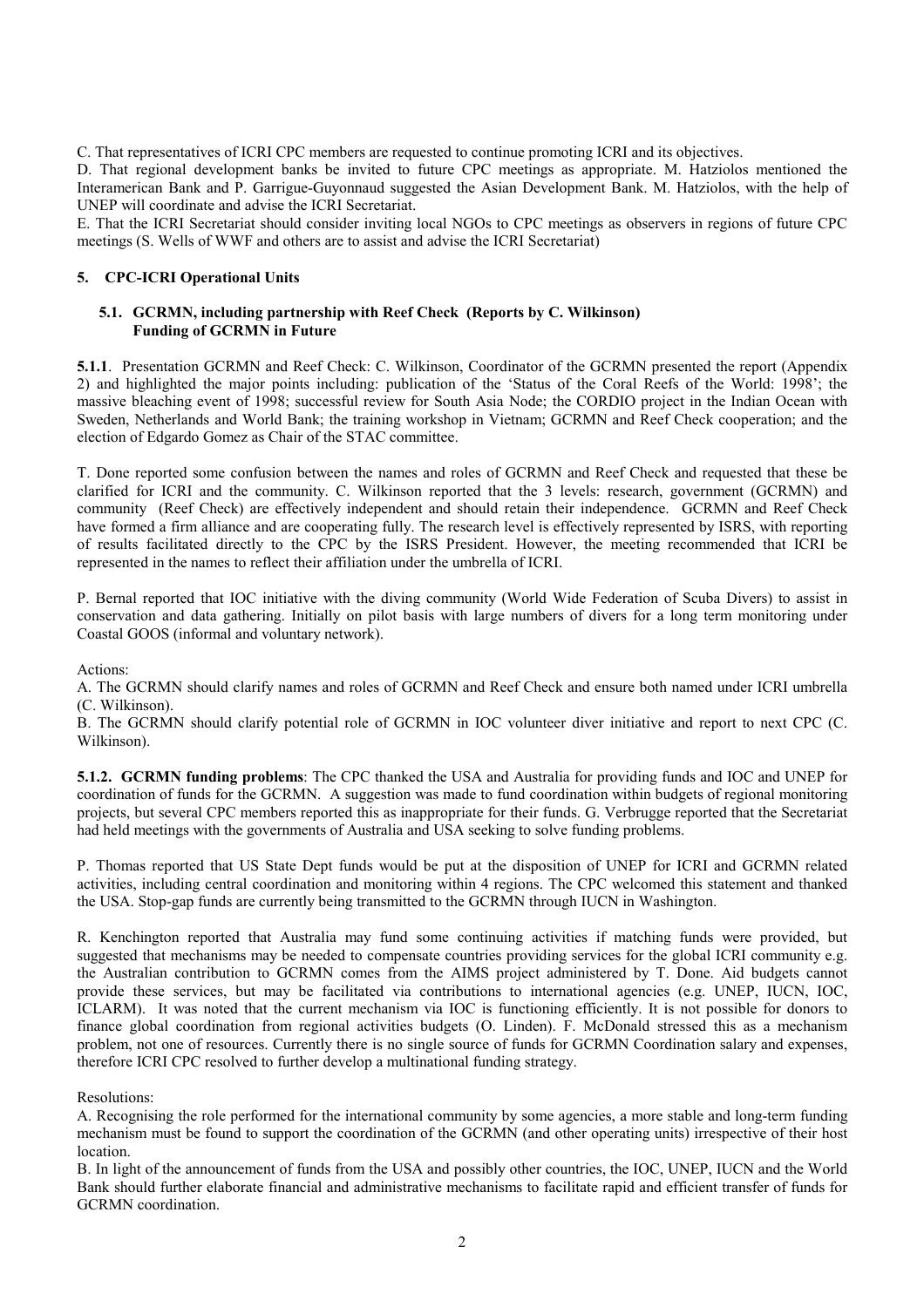C. That representatives of ICRI CPC members are requested to continue promoting ICRI and its objectives.

D. That regional development banks be invited to future CPC meetings as appropriate. M. Hatziolos mentioned the Interamerican Bank and P. Garrigue-Guyonnaud suggested the Asian Development Bank. M. Hatziolos, with the help of UNEP will coordinate and advise the ICRI Secretariat.

E. That the ICRI Secretariat should consider inviting local NGOs to CPC meetings as observers in regions of future CPC meetings (S. Wells of WWF and others are to assist and advise the ICRI Secretariat)

## 5. CPC-ICRI Operational Units

### 5.1. GCRMN, including partnership with Reef Check (Reports by C. Wilkinson) Funding of GCRMN in Future

**5.1.1**. Presentation GCRMN and Reef Check: C. Wilkinson, Coordinator of the GCRMN presented the report (Appendix 2) and highlighted the major points including: publication of the 'Status of the Coral Reefs of the World: 1998'; the massive bleaching event of 1998; successful review for South Asia Node; the CORDIO project in the Indian Ocean with Sweden, Netherlands and World Bank; the training workshop in Vietnam; GCRMN and Reef Check cooperation; and the election of Edgardo Gomez as Chair of the STAC committee.

T. Done reported some confusion between the names and roles of GCRMN and Reef Check and requested that these be clarified for ICRI and the community. C. Wilkinson reported that the 3 levels: research, government (GCRMN) and community (Reef Check) are effectively independent and should retain their independence. GCRMN and Reef Check have formed a firm alliance and are cooperating fully. The research level is effectively represented by ISRS, with reporting of results facilitated directly to the CPC by the ISRS President. However, the meeting recommended that ICRI be represented in the names to reflect their affiliation under the umbrella of ICRI.

P. Bernal reported that IOC initiative with the diving community (World Wide Federation of Scuba Divers) to assist in conservation and data gathering. Initially on pilot basis with large numbers of divers for a long term monitoring under Coastal GOOS (informal and voluntary network).

Actions:

A. The GCRMN should clarify names and roles of GCRMN and Reef Check and ensure both named under ICRI umbrella (C. Wilkinson).

B. The GCRMN should clarify potential role of GCRMN in IOC volunteer diver initiative and report to next CPC (C. Wilkinson).

**5.1.2. GCRMN funding problems**: The CPC thanked the USA and Australia for providing funds and IOC and UNEP for coordination of funds for the GCRMN. A suggestion was made to fund coordination within budgets of regional monitoring projects, but several CPC members reported this as inappropriate for their funds. G. Verbrugge reported that the Secretariat had held meetings with the governments of Australia and USA seeking to solve funding problems.

P. Thomas reported that US State Dept funds would be put at the disposition of UNEP for ICRI and GCRMN related activities, including central coordination and monitoring within 4 regions. The CPC welcomed this statement and thanked the USA. Stop-gap funds are currently being transmitted to the GCRMN through IUCN in Washington.

R. Kenchington reported that Australia may fund some continuing activities if matching funds were provided, but suggested that mechanisms may be needed to compensate countries providing services for the global ICRI community e.g. the Australian contribution to GCRMN comes from the AIMS project administered by T. Done. Aid budgets cannot provide these services, but may be facilitated via contributions to international agencies (e.g. UNEP, IUCN, IOC, ICLARM). It was noted that the current mechanism via IOC is functioning efficiently. It is not possible for donors to finance global coordination from regional activities budgets (O. Linden). F. McDonald stressed this as a mechanism problem, not one of resources. Currently there is no single source of funds for GCRMN Coordination salary and expenses, therefore ICRI CPC resolved to further develop a multinational funding strategy.

Resolutions:

A. Recognising the role performed for the international community by some agencies, a more stable and long-term funding mechanism must be found to support the coordination of the GCRMN (and other operating units) irrespective of their host location.

B. In light of the announcement of funds from the USA and possibly other countries, the IOC, UNEP, IUCN and the World Bank should further elaborate financial and administrative mechanisms to facilitate rapid and efficient transfer of funds for GCRMN coordination.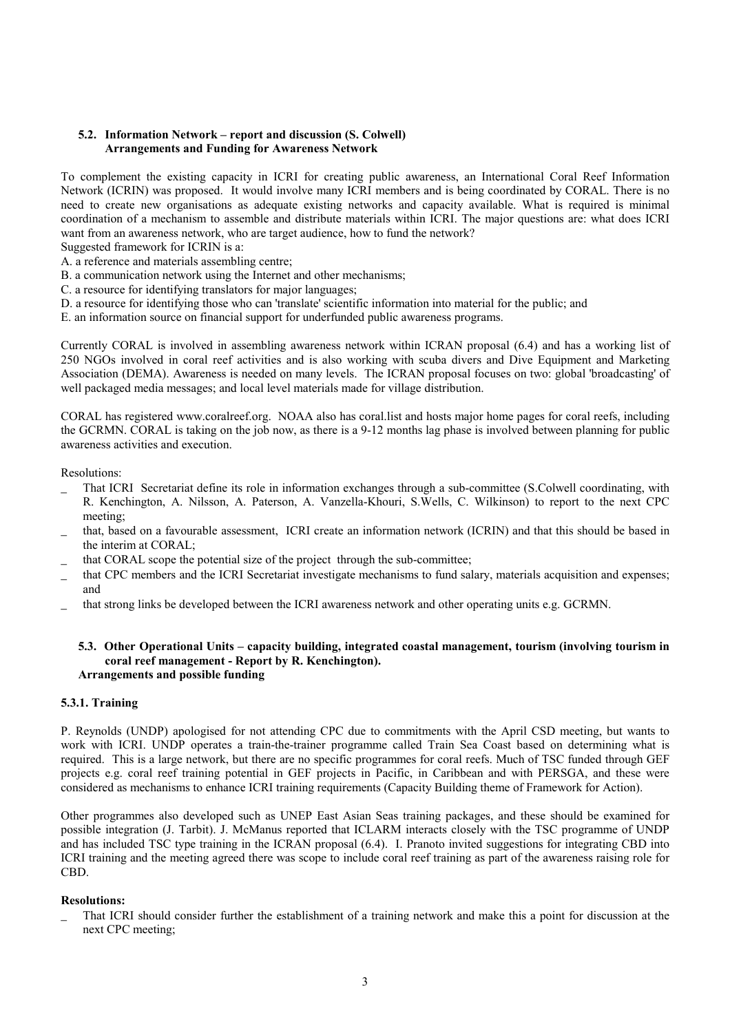### 5.2. Information Network – report and discussion (S. Colwell)
### Arrangements and Funding for Awareness Network

To complement the existing capacity in ICRI for creating public awareness, an International Coral Reef Information Network (ICRIN) was proposed. It would involve many ICRI members and is being coordinated by CORAL. There is no need to create new organisations as adequate existing networks and capacity available. What is required is minimal coordination of a mechanism to assemble and distribute materials within ICRI. The major questions are: what does ICRI want from an awareness network, who are target audience, how to fund the network?

Suggested framework for ICRIN is a:

A. a reference and materials assembling centre;
B. a communication network using the Internet and other mechanisms;
C. a resource for identifying translators for major languages;
D. a resource for identifying those who can 'translate' scientific information into material for the public; and
E. an information source on financial support for underfunded public awareness programs.

Currently CORAL is involved in assembling awareness network within ICRAN proposal (6.4) and has a working list of 250 NGOs involved in coral reef activities and is also working with scuba divers and Dive Equipment and Marketing Association (DEMA). Awareness is needed on many levels. The ICRAN proposal focuses on two: global 'broadcasting' of well packaged media messages; and local level materials made for village distribution.

CORAL has registered www.coralreef.org. NOAA also has coral.list and hosts major home pages for coral reefs, including the GCRMN. CORAL is taking on the job now, as there is a 9-12 months lag phase is involved between planning for public awareness activities and execution.

Resolutions:

- That ICRI Secretariat define its role in information exchanges through a sub-committee (S.Colwell coordinating, with R. Kenchington, A. Nilsson, A. Paterson, A. Vanzella-Khouri, S.Wells, C. Wilkinson) to report to the next CPC meeting;
- that, based on a favourable assessment, ICRI create an information network (ICRIN) and that this should be based in the interim at CORAL;
- that CORAL scope the potential size of the project through the sub-committee;
- that CPC members and the ICRI Secretariat investigate mechanisms to fund salary, materials acquisition and expenses; and
- that strong links be developed between the ICRI awareness network and other operating units e.g. GCRMN.

### 5.3. Other Operational Units – capacity building, integrated coastal management, tourism (involving tourism in coral reef management - Report by R. Kenchington).
### Arrangements and possible funding

#### 5.3.1. Training

P. Reynolds (UNDP) apologised for not attending CPC due to commitments with the April CSD meeting, but wants to work with ICRI. UNDP operates a train-the-trainer programme called Train Sea Coast based on determining what is required. This is a large network, but there are no specific programmes for coral reefs. Much of TSC funded through GEF projects e.g. coral reef training potential in GEF projects in Pacific, in Caribbean and with PERSGA, and these were considered as mechanisms to enhance ICRI training requirements (Capacity Building theme of Framework for Action).

Other programmes also developed such as UNEP East Asian Seas training packages, and these should be examined for possible integration (J. Tarbit). J. McManus reported that ICLARM interacts closely with the TSC programme of UNDP and has included TSC type training in the ICRAN proposal (6.4). I. Pranoto invited suggestions for integrating CBD into ICRI training and the meeting agreed there was scope to include coral reef training as part of the awareness raising role for CBD.

**Resolutions:**

- That ICRI should consider further the establishment of a training network and make this a point for discussion at the next CPC meeting;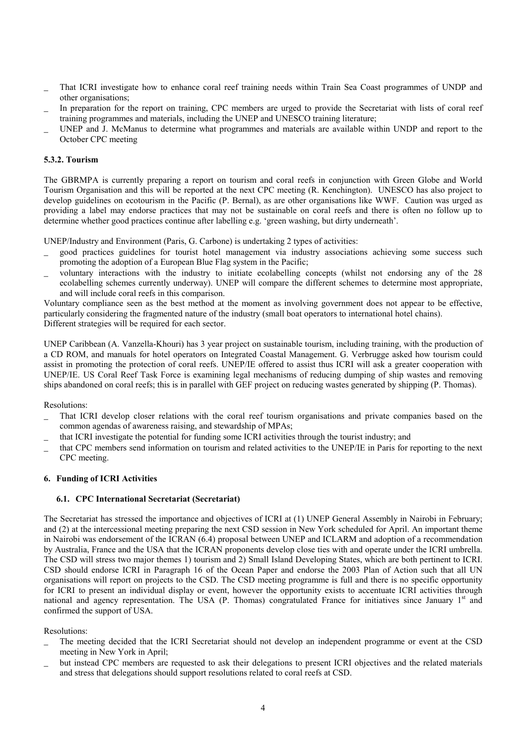- That ICRI investigate how to enhance coral reef training needs within Train Sea Coast programmes of UNDP and other organisations;
- In preparation for the report on training, CPC members are urged to provide the Secretariat with lists of coral reef training programmes and materials, including the UNEP and UNESCO training literature;
- UNEP and J. McManus to determine what programmes and materials are available within UNDP and report to the October CPC meeting

#### 5.3.2. Tourism

The GBRMPA is currently preparing a report on tourism and coral reefs in conjunction with Green Globe and World Tourism Organisation and this will be reported at the next CPC meeting (R. Kenchington). UNESCO has also project to develop guidelines on ecotourism in the Pacific (P. Bernal), as are other organisations like WWF. Caution was urged as providing a label may endorse practices that may not be sustainable on coral reefs and there is often no follow up to determine whether good practices continue after labelling e.g. 'green washing, but dirty underneath'.

UNEP/Industry and Environment (Paris, G. Carbone) is undertaking 2 types of activities:

- good practices guidelines for tourist hotel management via industry associations achieving some success such promoting the adoption of a European Blue Flag system in the Pacific;
- voluntary interactions with the industry to initiate ecolabelling concepts (whilst not endorsing any of the 28 ecolabelling schemes currently underway). UNEP will compare the different schemes to determine most appropriate, and will include coral reefs in this comparison.

Voluntary compliance seen as the best method at the moment as involving government does not appear to be effective, particularly considering the fragmented nature of the industry (small boat operators to international hotel chains). Different strategies will be required for each sector.

UNEP Caribbean (A. Vanzella-Khouri) has 3 year project on sustainable tourism, including training, with the production of a CD ROM, and manuals for hotel operators on Integrated Coastal Management. G. Verbrugge asked how tourism could assist in promoting the protection of coral reefs. UNEP/IE offered to assist thus ICRI will ask a greater cooperation with UNEP/IE. US Coral Reef Task Force is examining legal mechanisms of reducing dumping of ship wastes and removing ships abandoned on coral reefs; this is in parallel with GEF project on reducing wastes generated by shipping (P. Thomas).

Resolutions:

- That ICRI develop closer relations with the coral reef tourism organisations and private companies based on the common agendas of awareness raising, and stewardship of MPAs;
- that ICRI investigate the potential for funding some ICRI activities through the tourist industry; and
- that CPC members send information on tourism and related activities to the UNEP/IE in Paris for reporting to the next CPC meeting.

## 6. Funding of ICRI Activities

### 6.1. CPC International Secretariat (Secretariat)

The Secretariat has stressed the importance and objectives of ICRI at (1) UNEP General Assembly in Nairobi in February; and (2) at the intercessional meeting preparing the next CSD session in New York scheduled for April. An important theme in Nairobi was endorsement of the ICRAN (6.4) proposal between UNEP and ICLARM and adoption of a recommendation by Australia, France and the USA that the ICRAN proponents develop close ties with and operate under the ICRI umbrella. The CSD will stress two major themes 1) tourism and 2) Small Island Developing States, which are both pertinent to ICRI. CSD should endorse ICRI in Paragraph 16 of the Ocean Paper and endorse the 2003 Plan of Action such that all UN organisations will report on projects to the CSD. The CSD meeting programme is full and there is no specific opportunity for ICRI to present an individual display or event, however the opportunity exists to accentuate ICRI activities through national and agency representation. The USA (P. Thomas) congratulated France for initiatives since January 1st and confirmed the support of USA.

Resolutions:

- The meeting decided that the ICRI Secretariat should not develop an independent programme or event at the CSD meeting in New York in April;
- but instead CPC members are requested to ask their delegations to present ICRI objectives and the related materials and stress that delegations should support resolutions related to coral reefs at CSD.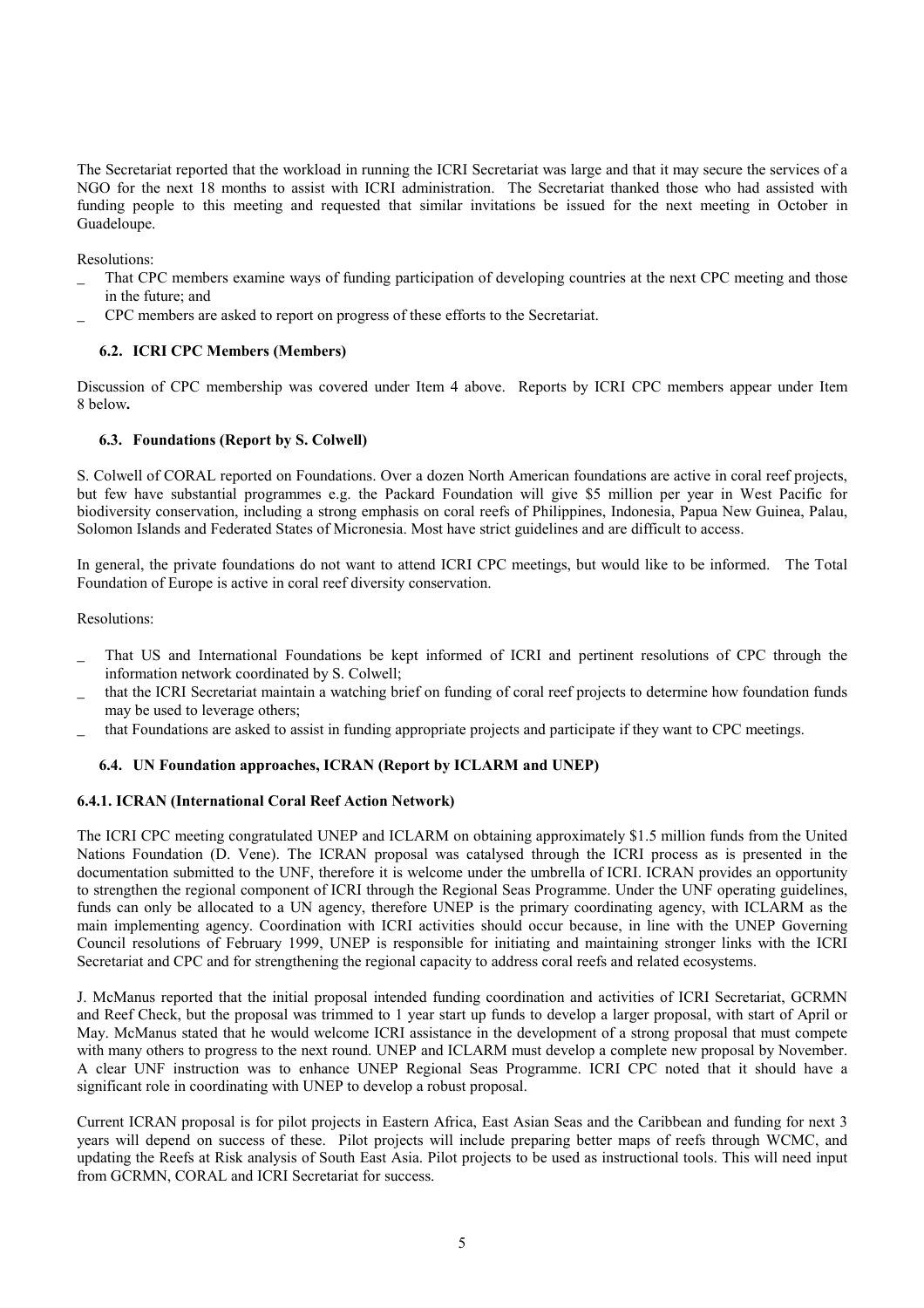The Secretariat reported that the workload in running the ICRI Secretariat was large and that it may secure the services of a NGO for the next 18 months to assist with ICRI administration. The Secretariat thanked those who had assisted with funding people to this meeting and requested that similar invitations be issued for the next meeting in October in Guadeloupe.

Resolutions:

- That CPC members examine ways of funding participation of developing countries at the next CPC meeting and those in the future; and
- CPC members are asked to report on progress of these efforts to the Secretariat.

### 6.2. ICRI CPC Members (Members)

Discussion of CPC membership was covered under Item 4 above. Reports by ICRI CPC members appear under Item 8 below**.**

### 6.3. Foundations (Report by S. Colwell)

S. Colwell of CORAL reported on Foundations. Over a dozen North American foundations are active in coral reef projects, but few have substantial programmes e.g. the Packard Foundation will give $5 million per year in West Pacific for biodiversity conservation, including a strong emphasis on coral reefs of Philippines, Indonesia, Papua New Guinea, Palau, Solomon Islands and Federated States of Micronesia. Most have strict guidelines and are difficult to access.

In general, the private foundations do not want to attend ICRI CPC meetings, but would like to be informed. The Total Foundation of Europe is active in coral reef diversity conservation.

Resolutions:

- That US and International Foundations be kept informed of ICRI and pertinent resolutions of CPC through the information network coordinated by S. Colwell;
- that the ICRI Secretariat maintain a watching brief on funding of coral reef projects to determine how foundation funds may be used to leverage others;
- that Foundations are asked to assist in funding appropriate projects and participate if they want to CPC meetings.

### 6.4. UN Foundation approaches, ICRAN (Report by ICLARM and UNEP)

#### 6.4.1. ICRAN (International Coral Reef Action Network)

The ICRI CPC meeting congratulated UNEP and ICLARM on obtaining approximately $1.5 million funds from the United Nations Foundation (D. Vene). The ICRAN proposal was catalysed through the ICRI process as is presented in the documentation submitted to the UNF, therefore it is welcome under the umbrella of ICRI. ICRAN provides an opportunity to strengthen the regional component of ICRI through the Regional Seas Programme. Under the UNF operating guidelines, funds can only be allocated to a UN agency, therefore UNEP is the primary coordinating agency, with ICLARM as the main implementing agency. Coordination with ICRI activities should occur because, in line with the UNEP Governing Council resolutions of February 1999, UNEP is responsible for initiating and maintaining stronger links with the ICRI Secretariat and CPC and for strengthening the regional capacity to address coral reefs and related ecosystems.

J. McManus reported that the initial proposal intended funding coordination and activities of ICRI Secretariat, GCRMN and Reef Check, but the proposal was trimmed to 1 year start up funds to develop a larger proposal, with start of April or May. McManus stated that he would welcome ICRI assistance in the development of a strong proposal that must compete with many others to progress to the next round. UNEP and ICLARM must develop a complete new proposal by November. A clear UNF instruction was to enhance UNEP Regional Seas Programme. ICRI CPC noted that it should have a significant role in coordinating with UNEP to develop a robust proposal.

Current ICRAN proposal is for pilot projects in Eastern Africa, East Asian Seas and the Caribbean and funding for next 3 years will depend on success of these. Pilot projects will include preparing better maps of reefs through WCMC, and updating the Reefs at Risk analysis of South East Asia. Pilot projects to be used as instructional tools. This will need input from GCRMN, CORAL and ICRI Secretariat for success.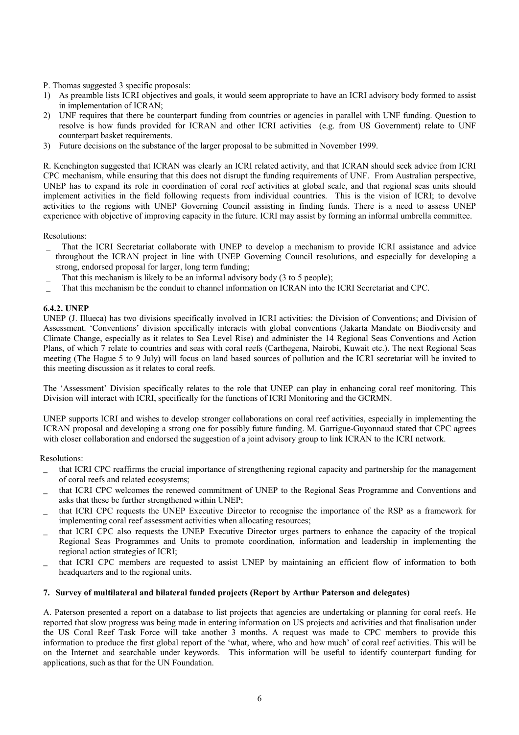P. Thomas suggested 3 specific proposals:

1) As preamble lists ICRI objectives and goals, it would seem appropriate to have an ICRI advisory body formed to assist in implementation of ICRAN;
2) UNF requires that there be counterpart funding from countries or agencies in parallel with UNF funding. Question to resolve is how funds provided for ICRAN and other ICRI activities (e.g. from US Government) relate to UNF counterpart basket requirements.
3) Future decisions on the substance of the larger proposal to be submitted in November 1999.

R. Kenchington suggested that ICRAN was clearly an ICRI related activity, and that ICRAN should seek advice from ICRI CPC mechanism, while ensuring that this does not disrupt the funding requirements of UNF. From Australian perspective, UNEP has to expand its role in coordination of coral reef activities at global scale, and that regional seas units should implement activities in the field following requests from individual countries. This is the vision of ICRI; to devolve activities to the regions with UNEP Governing Council assisting in finding funds. There is a need to assess UNEP experience with objective of improving capacity in the future. ICRI may assist by forming an informal umbrella committee.

Resolutions:

- That the ICRI Secretariat collaborate with UNEP to develop a mechanism to provide ICRI assistance and advice throughout the ICRAN project in line with UNEP Governing Council resolutions, and especially for developing a strong, endorsed proposal for larger, long term funding;
- That this mechanism is likely to be an informal advisory body (3 to 5 people);
- That this mechanism be the conduit to channel information on ICRAN into the ICRI Secretariat and CPC.

**6.4.2. UNEP**

UNEP (J. Illueca) has two divisions specifically involved in ICRI activities: the Division of Conventions; and Division of Assessment. 'Conventions' division specifically interacts with global conventions (Jakarta Mandate on Biodiversity and Climate Change, especially as it relates to Sea Level Rise) and administer the 14 Regional Seas Conventions and Action Plans, of which 7 relate to countries and seas with coral reefs (Carthegena, Nairobi, Kuwait etc.). The next Regional Seas meeting (The Hague 5 to 9 July) will focus on land based sources of pollution and the ICRI secretariat will be invited to this meeting discussion as it relates to coral reefs.

The 'Assessment' Division specifically relates to the role that UNEP can play in enhancing coral reef monitoring. This Division will interact with ICRI, specifically for the functions of ICRI Monitoring and the GCRMN.

UNEP supports ICRI and wishes to develop stronger collaborations on coral reef activities, especially in implementing the ICRAN proposal and developing a strong one for possibly future funding. M. Garrigue-Guyonnaud stated that CPC agrees with closer collaboration and endorsed the suggestion of a joint advisory group to link ICRAN to the ICRI network.

Resolutions:

- that ICRI CPC reaffirms the crucial importance of strengthening regional capacity and partnership for the management of coral reefs and related ecosystems;
- that ICRI CPC welcomes the renewed commitment of UNEP to the Regional Seas Programme and Conventions and asks that these be further strengthened within UNEP;
- that ICRI CPC requests the UNEP Executive Director to recognise the importance of the RSP as a framework for implementing coral reef assessment activities when allocating resources;
- that ICRI CPC also requests the UNEP Executive Director urges partners to enhance the capacity of the tropical Regional Seas Programmes and Units to promote coordination, information and leadership in implementing the regional action strategies of ICRI;
- that ICRI CPC members are requested to assist UNEP by maintaining an efficient flow of information to both headquarters and to the regional units.

## 7. Survey of multilateral and bilateral funded projects (Report by Arthur Paterson and delegates)

A. Paterson presented a report on a database to list projects that agencies are undertaking or planning for coral reefs. He reported that slow progress was being made in entering information on US projects and activities and that finalisation under the US Coral Reef Task Force will take another 3 months. A request was made to CPC members to provide this information to produce the first global report of the 'what, where, who and how much' of coral reef activities. This will be on the Internet and searchable under keywords. This information will be useful to identify counterpart funding for applications, such as that for the UN Foundation.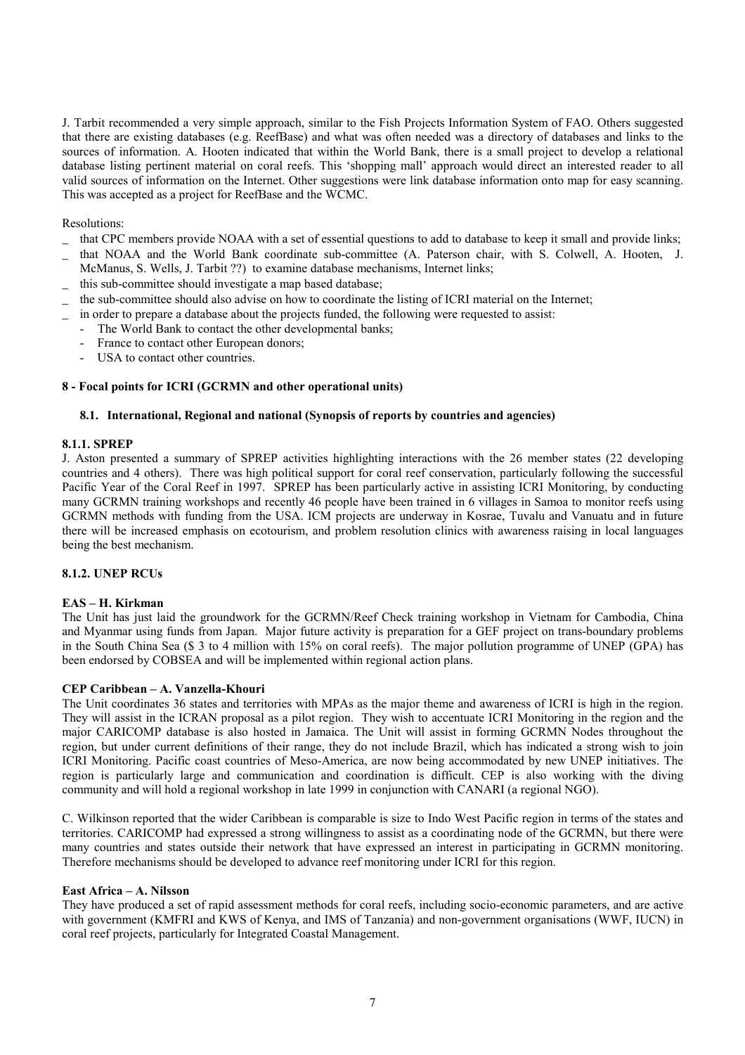J. Tarbit recommended a very simple approach, similar to the Fish Projects Information System of FAO. Others suggested that there are existing databases (e.g. ReefBase) and what was often needed was a directory of databases and links to the sources of information. A. Hooten indicated that within the World Bank, there is a small project to develop a relational database listing pertinent material on coral reefs. This 'shopping mall' approach would direct an interested reader to all valid sources of information on the Internet. Other suggestions were link database information onto map for easy scanning. This was accepted as a project for ReefBase and the WCMC.

Resolutions:

- that CPC members provide NOAA with a set of essential questions to add to database to keep it small and provide links;
- that NOAA and the World Bank coordinate sub-committee (A. Paterson chair, with S. Colwell, A. Hooten, J. McManus, S. Wells, J. Tarbit ??) to examine database mechanisms, Internet links;
- this sub-committee should investigate a map based database;
- the sub-committee should also advise on how to coordinate the listing of ICRI material on the Internet;
- in order to prepare a database about the projects funded, the following were requested to assist:
  - The World Bank to contact the other developmental banks;
  - France to contact other European donors;
  - USA to contact other countries.

## 8 - Focal points for ICRI (GCRMN and other operational units)

### 8.1. International, Regional and national (Synopsis of reports by countries and agencies)

#### 8.1.1. SPREP

J. Aston presented a summary of SPREP activities highlighting interactions with the 26 member states (22 developing countries and 4 others). There was high political support for coral reef conservation, particularly following the successful Pacific Year of the Coral Reef in 1997. SPREP has been particularly active in assisting ICRI Monitoring, by conducting many GCRMN training workshops and recently 46 people have been trained in 6 villages in Samoa to monitor reefs using GCRMN methods with funding from the USA. ICM projects are underway in Kosrae, Tuvalu and Vanuatu and in future there will be increased emphasis on ecotourism, and problem resolution clinics with awareness raising in local languages being the best mechanism.

#### 8.1.2. UNEP RCUs

**EAS – H. Kirkman**

The Unit has just laid the groundwork for the GCRMN/Reef Check training workshop in Vietnam for Cambodia, China and Myanmar using funds from Japan. Major future activity is preparation for a GEF project on trans-boundary problems in the South China Sea ($ 3 to 4 million with 15% on coral reefs). The major pollution programme of UNEP (GPA) has been endorsed by COBSEA and will be implemented within regional action plans.

**CEP Caribbean – A. Vanzella-Khouri**

The Unit coordinates 36 states and territories with MPAs as the major theme and awareness of ICRI is high in the region. They will assist in the ICRAN proposal as a pilot region. They wish to accentuate ICRI Monitoring in the region and the major CARICOMP database is also hosted in Jamaica. The Unit will assist in forming GCRMN Nodes throughout the region, but under current definitions of their range, they do not include Brazil, which has indicated a strong wish to join ICRI Monitoring. Pacific coast countries of Meso-America, are now being accommodated by new UNEP initiatives. The region is particularly large and communication and coordination is difficult. CEP is also working with the diving community and will hold a regional workshop in late 1999 in conjunction with CANARI (a regional NGO).

C. Wilkinson reported that the wider Caribbean is comparable is size to Indo West Pacific region in terms of the states and territories. CARICOMP had expressed a strong willingness to assist as a coordinating node of the GCRMN, but there were many countries and states outside their network that have expressed an interest in participating in GCRMN monitoring. Therefore mechanisms should be developed to advance reef monitoring under ICRI for this region.

**East Africa – A. Nilsson**

They have produced a set of rapid assessment methods for coral reefs, including socio-economic parameters, and are active with government (KMFRI and KWS of Kenya, and IMS of Tanzania) and non-government organisations (WWF, IUCN) in coral reef projects, particularly for Integrated Coastal Management.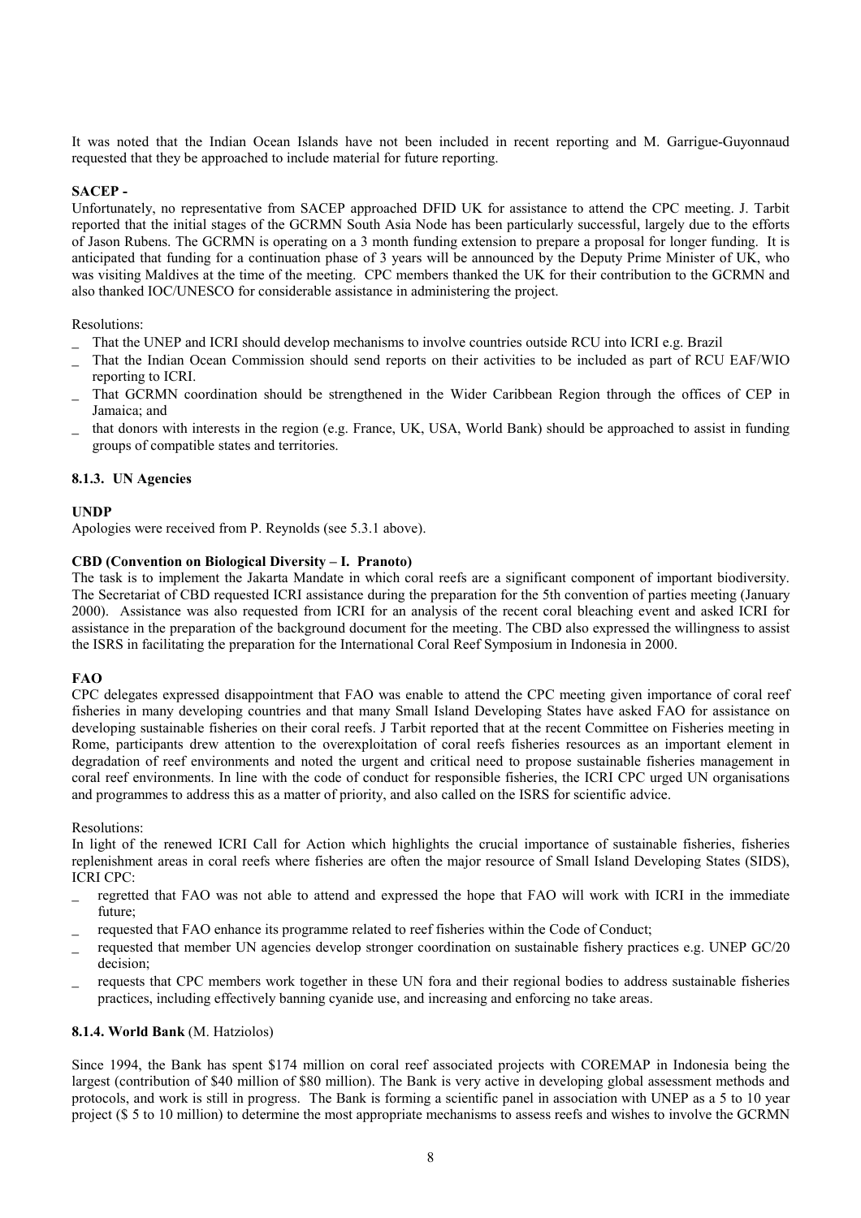It was noted that the Indian Ocean Islands have not been included in recent reporting and M. Garrigue-Guyonnaud requested that they be approached to include material for future reporting.

**SACEP -**

Unfortunately, no representative from SACEP approached DFID UK for assistance to attend the CPC meeting. J. Tarbit reported that the initial stages of the GCRMN South Asia Node has been particularly successful, largely due to the efforts of Jason Rubens. The GCRMN is operating on a 3 month funding extension to prepare a proposal for longer funding. It is anticipated that funding for a continuation phase of 3 years will be announced by the Deputy Prime Minister of UK, who was visiting Maldives at the time of the meeting. CPC members thanked the UK for their contribution to the GCRMN and also thanked IOC/UNESCO for considerable assistance in administering the project.

Resolutions:

- That the UNEP and ICRI should develop mechanisms to involve countries outside RCU into ICRI e.g. Brazil
- That the Indian Ocean Commission should send reports on their activities to be included as part of RCU EAF/WIO reporting to ICRI.
- That GCRMN coordination should be strengthened in the Wider Caribbean Region through the offices of CEP in Jamaica; and
- that donors with interests in the region (e.g. France, UK, USA, World Bank) should be approached to assist in funding groups of compatible states and territories.

### 8.1.3. UN Agencies

**UNDP**

Apologies were received from P. Reynolds (see 5.3.1 above).

**CBD (Convention on Biological Diversity – I. Pranoto)**

The task is to implement the Jakarta Mandate in which coral reefs are a significant component of important biodiversity. The Secretariat of CBD requested ICRI assistance during the preparation for the 5th convention of parties meeting (January 2000). Assistance was also requested from ICRI for an analysis of the recent coral bleaching event and asked ICRI for assistance in the preparation of the background document for the meeting. The CBD also expressed the willingness to assist the ISRS in facilitating the preparation for the International Coral Reef Symposium in Indonesia in 2000.

**FAO**

CPC delegates expressed disappointment that FAO was enable to attend the CPC meeting given importance of coral reef fisheries in many developing countries and that many Small Island Developing States have asked FAO for assistance on developing sustainable fisheries on their coral reefs. J Tarbit reported that at the recent Committee on Fisheries meeting in Rome, participants drew attention to the overexploitation of coral reefs fisheries resources as an important element in degradation of reef environments and noted the urgent and critical need to propose sustainable fisheries management in coral reef environments. In line with the code of conduct for responsible fisheries, the ICRI CPC urged UN organisations and programmes to address this as a matter of priority, and also called on the ISRS for scientific advice.

Resolutions:

In light of the renewed ICRI Call for Action which highlights the crucial importance of sustainable fisheries, fisheries replenishment areas in coral reefs where fisheries are often the major resource of Small Island Developing States (SIDS), ICRI CPC:

- regretted that FAO was not able to attend and expressed the hope that FAO will work with ICRI in the immediate future;
- requested that FAO enhance its programme related to reef fisheries within the Code of Conduct;
- requested that member UN agencies develop stronger coordination on sustainable fishery practices e.g. UNEP GC/20 decision;
- requests that CPC members work together in these UN fora and their regional bodies to address sustainable fisheries practices, including effectively banning cyanide use, and increasing and enforcing no take areas.

### 8.1.4. World Bank (M. Hatziolos)

Since 1994, the Bank has spent $174 million on coral reef associated projects with COREMAP in Indonesia being the largest (contribution of $40 million of $80 million). The Bank is very active in developing global assessment methods and protocols, and work is still in progress. The Bank is forming a scientific panel in association with UNEP as a 5 to 10 year project ($ 5 to 10 million) to determine the most appropriate mechanisms to assess reefs and wishes to involve the GCRMN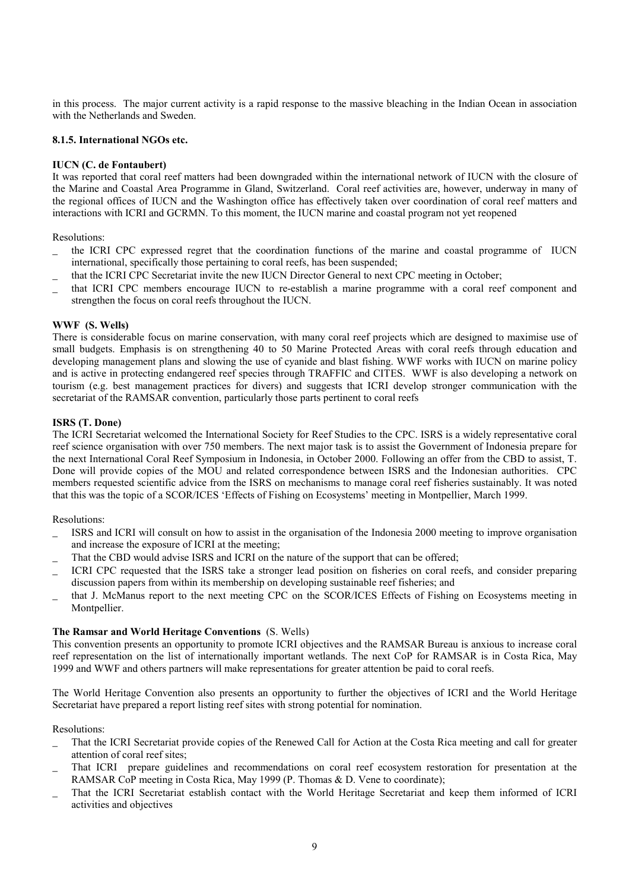in this process. The major current activity is a rapid response to the massive bleaching in the Indian Ocean in association with the Netherlands and Sweden.

#### 8.1.5. International NGOs etc.

**IUCN (C. de Fontaubert)**

It was reported that coral reef matters had been downgraded within the international network of IUCN with the closure of the Marine and Coastal Area Programme in Gland, Switzerland. Coral reef activities are, however, underway in many of the regional offices of IUCN and the Washington office has effectively taken over coordination of coral reef matters and interactions with ICRI and GCRMN. To this moment, the IUCN marine and coastal program not yet reopened

Resolutions:

- the ICRI CPC expressed regret that the coordination functions of the marine and coastal programme of IUCN international, specifically those pertaining to coral reefs, has been suspended;
- that the ICRI CPC Secretariat invite the new IUCN Director General to next CPC meeting in October;
- that ICRI CPC members encourage IUCN to re-establish a marine programme with a coral reef component and strengthen the focus on coral reefs throughout the IUCN.

**WWF (S. Wells)**

There is considerable focus on marine conservation, with many coral reef projects which are designed to maximise use of small budgets. Emphasis is on strengthening 40 to 50 Marine Protected Areas with coral reefs through education and developing management plans and slowing the use of cyanide and blast fishing. WWF works with IUCN on marine policy and is active in protecting endangered reef species through TRAFFIC and CITES. WWF is also developing a network on tourism (e.g. best management practices for divers) and suggests that ICRI develop stronger communication with the secretariat of the RAMSAR convention, particularly those parts pertinent to coral reefs

**ISRS (T. Done)**

The ICRI Secretariat welcomed the International Society for Reef Studies to the CPC. ISRS is a widely representative coral reef science organisation with over 750 members. The next major task is to assist the Government of Indonesia prepare for the next International Coral Reef Symposium in Indonesia, in October 2000. Following an offer from the CBD to assist, T. Done will provide copies of the MOU and related correspondence between ISRS and the Indonesian authorities. CPC members requested scientific advice from the ISRS on mechanisms to manage coral reef fisheries sustainably. It was noted that this was the topic of a SCOR/ICES 'Effects of Fishing on Ecosystems' meeting in Montpellier, March 1999.

Resolutions:

- ISRS and ICRI will consult on how to assist in the organisation of the Indonesia 2000 meeting to improve organisation and increase the exposure of ICRI at the meeting;
- That the CBD would advise ISRS and ICRI on the nature of the support that can be offered;
- ICRI CPC requested that the ISRS take a stronger lead position on fisheries on coral reefs, and consider preparing discussion papers from within its membership on developing sustainable reef fisheries; and
- that J. McManus report to the next meeting CPC on the SCOR/ICES Effects of Fishing on Ecosystems meeting in Montpellier.

**The Ramsar and World Heritage Conventions** (S. Wells)

This convention presents an opportunity to promote ICRI objectives and the RAMSAR Bureau is anxious to increase coral reef representation on the list of internationally important wetlands. The next CoP for RAMSAR is in Costa Rica, May 1999 and WWF and others partners will make representations for greater attention be paid to coral reefs.

The World Heritage Convention also presents an opportunity to further the objectives of ICRI and the World Heritage Secretariat have prepared a report listing reef sites with strong potential for nomination.

Resolutions:

- That the ICRI Secretariat provide copies of the Renewed Call for Action at the Costa Rica meeting and call for greater attention of coral reef sites;
- That ICRI prepare guidelines and recommendations on coral reef ecosystem restoration for presentation at the RAMSAR CoP meeting in Costa Rica, May 1999 (P. Thomas & D. Vene to coordinate);
- That the ICRI Secretariat establish contact with the World Heritage Secretariat and keep them informed of ICRI activities and objectives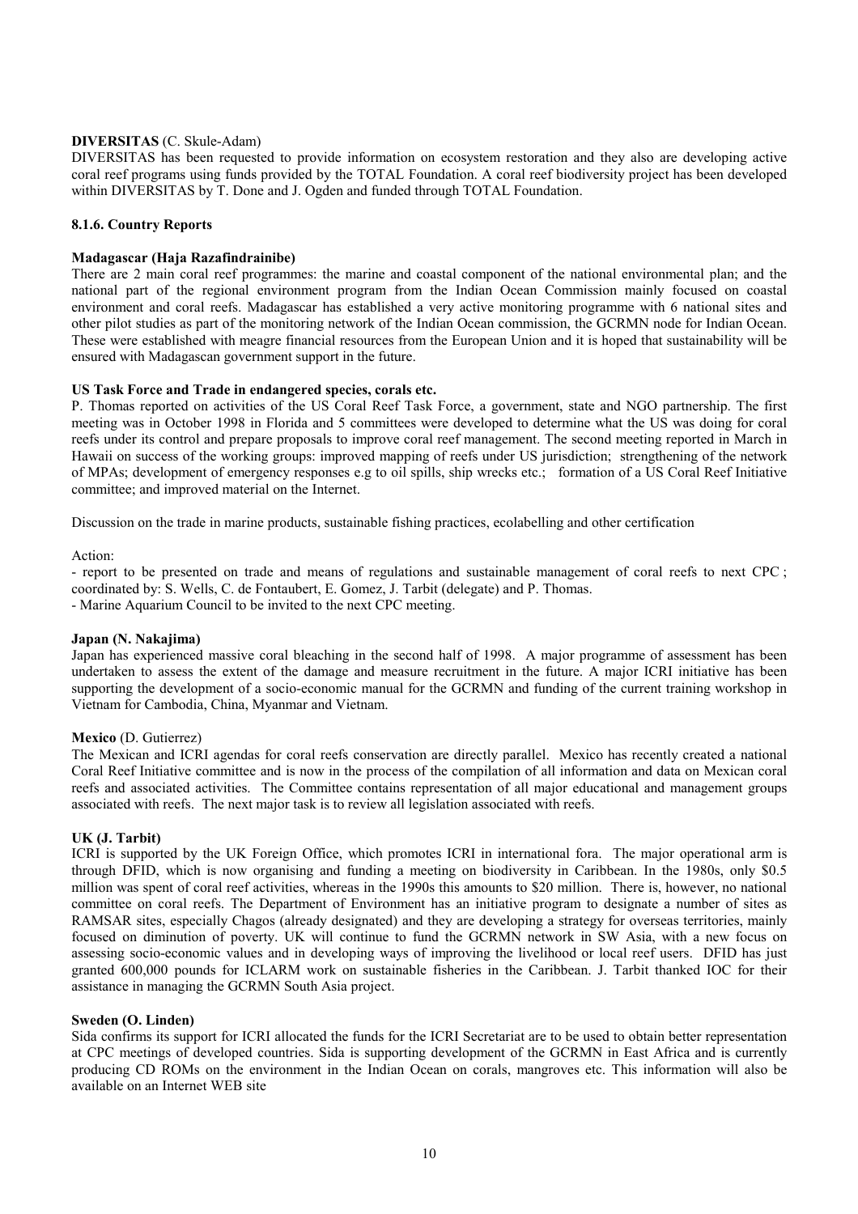**DIVERSITAS** (C. Skule-Adam)

DIVERSITAS has been requested to provide information on ecosystem restoration and they also are developing active coral reef programs using funds provided by the TOTAL Foundation. A coral reef biodiversity project has been developed within DIVERSITAS by T. Done and J. Ogden and funded through TOTAL Foundation.

### 8.1.6. Country Reports

**Madagascar (Haja Razafindrainibe)**

There are 2 main coral reef programmes: the marine and coastal component of the national environmental plan; and the national part of the regional environment program from the Indian Ocean Commission mainly focused on coastal environment and coral reefs. Madagascar has established a very active monitoring programme with 6 national sites and other pilot studies as part of the monitoring network of the Indian Ocean commission, the GCRMN node for Indian Ocean. These were established with meagre financial resources from the European Union and it is hoped that sustainability will be ensured with Madagascan government support in the future.

**US Task Force and Trade in endangered species, corals etc.**

P. Thomas reported on activities of the US Coral Reef Task Force, a government, state and NGO partnership. The first meeting was in October 1998 in Florida and 5 committees were developed to determine what the US was doing for coral reefs under its control and prepare proposals to improve coral reef management. The second meeting reported in March in Hawaii on success of the working groups: improved mapping of reefs under US jurisdiction; strengthening of the network of MPAs; development of emergency responses e.g to oil spills, ship wrecks etc.; formation of a US Coral Reef Initiative committee; and improved material on the Internet.

Discussion on the trade in marine products, sustainable fishing practices, ecolabelling and other certification

Action:

- report to be presented on trade and means of regulations and sustainable management of coral reefs to next CPC ; coordinated by: S. Wells, C. de Fontaubert, E. Gomez, J. Tarbit (delegate) and P. Thomas.
- Marine Aquarium Council to be invited to the next CPC meeting.

**Japan (N. Nakajima)**

Japan has experienced massive coral bleaching in the second half of 1998. A major programme of assessment has been undertaken to assess the extent of the damage and measure recruitment in the future. A major ICRI initiative has been supporting the development of a socio-economic manual for the GCRMN and funding of the current training workshop in Vietnam for Cambodia, China, Myanmar and Vietnam.

**Mexico** (D. Gutierrez)

The Mexican and ICRI agendas for coral reefs conservation are directly parallel. Mexico has recently created a national Coral Reef Initiative committee and is now in the process of the compilation of all information and data on Mexican coral reefs and associated activities. The Committee contains representation of all major educational and management groups associated with reefs. The next major task is to review all legislation associated with reefs.

**UK (J. Tarbit)**

ICRI is supported by the UK Foreign Office, which promotes ICRI in international fora. The major operational arm is through DFID, which is now organising and funding a meeting on biodiversity in Caribbean. In the 1980s, only \$0.5 million was spent of coral reef activities, whereas in the 1990s this amounts to \$20 million. There is, however, no national committee on coral reefs. The Department of Environment has an initiative program to designate a number of sites as RAMSAR sites, especially Chagos (already designated) and they are developing a strategy for overseas territories, mainly focused on diminution of poverty. UK will continue to fund the GCRMN network in SW Asia, with a new focus on assessing socio-economic values and in developing ways of improving the livelihood or local reef users. DFID has just granted 600,000 pounds for ICLARM work on sustainable fisheries in the Caribbean. J. Tarbit thanked IOC for their assistance in managing the GCRMN South Asia project.

**Sweden (O. Linden)**

Sida confirms its support for ICRI allocated the funds for the ICRI Secretariat are to be used to obtain better representation at CPC meetings of developed countries. Sida is supporting development of the GCRMN in East Africa and is currently producing CD ROMs on the environment in the Indian Ocean on corals, mangroves etc. This information will also be available on an Internet WEB site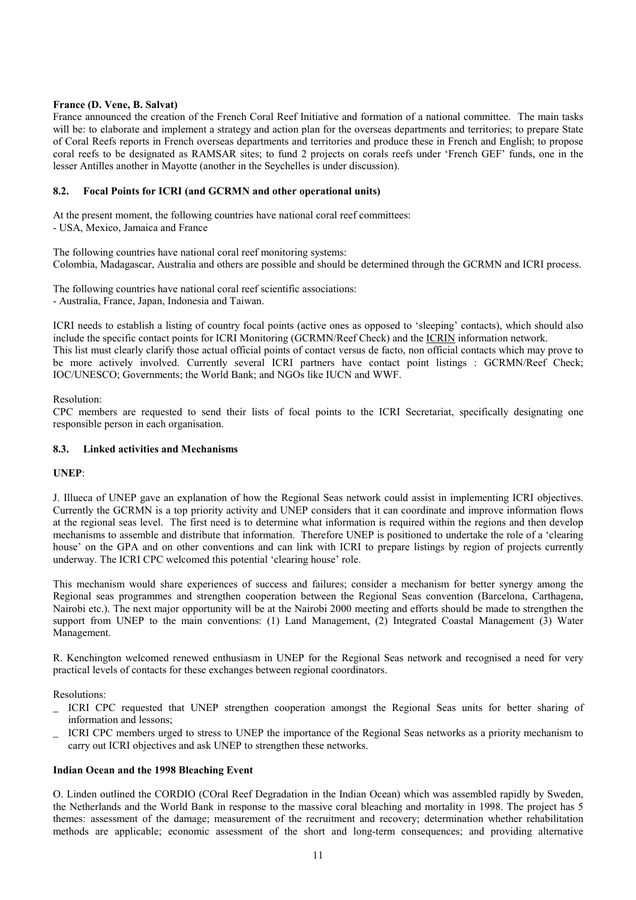**France (D. Vene, B. Salvat)**
France announced the creation of the French Coral Reef Initiative and formation of a national committee. The main tasks will be: to elaborate and implement a strategy and action plan for the overseas departments and territories; to prepare State of Coral Reefs reports in French overseas departments and territories and produce these in French and English; to propose coral reefs to be designated as RAMSAR sites; to fund 2 projects on corals reefs under 'French GEF' funds, one in the lesser Antilles another in Mayotte (another in the Seychelles is under discussion).

### 8.2. Focal Points for ICRI (and GCRMN and other operational units)

At the present moment, the following countries have national coral reef committees:
- USA, Mexico, Jamaica and France

The following countries have national coral reef monitoring systems:
Colombia, Madagascar, Australia and others are possible and should be determined through the GCRMN and ICRI process.

The following countries have national coral reef scientific associations:
- Australia, France, Japan, Indonesia and Taiwan.

ICRI needs to establish a listing of country focal points (active ones as opposed to 'sleeping' contacts), which should also include the specific contact points for ICRI Monitoring (GCRMN/Reef Check) and the ICRIN information network.
This list must clearly clarify those actual official points of contact versus de facto, non official contacts which may prove to be more actively involved. Currently several ICRI partners have contact point listings : GCRMN/Reef Check; IOC/UNESCO; Governments; the World Bank; and NGOs like IUCN and WWF.

Resolution:
CPC members are requested to send their lists of focal points to the ICRI Secretariat, specifically designating one responsible person in each organisation.

### 8.3. Linked activities and Mechanisms

**UNEP**:

J. Illueca of UNEP gave an explanation of how the Regional Seas network could assist in implementing ICRI objectives. Currently the GCRMN is a top priority activity and UNEP considers that it can coordinate and improve information flows at the regional seas level. The first need is to determine what information is required within the regions and then develop mechanisms to assemble and distribute that information. Therefore UNEP is positioned to undertake the role of a 'clearing house' on the GPA and on other conventions and can link with ICRI to prepare listings by region of projects currently underway. The ICRI CPC welcomed this potential 'clearing house' role.

This mechanism would share experiences of success and failures; consider a mechanism for better synergy among the Regional seas programmes and strengthen cooperation between the Regional Seas convention (Barcelona, Carthagena, Nairobi etc.). The next major opportunity will be at the Nairobi 2000 meeting and efforts should be made to strengthen the support from UNEP to the main conventions: (1) Land Management, (2) Integrated Coastal Management (3) Water Management.

R. Kenchington welcomed renewed enthusiasm in UNEP for the Regional Seas network and recognised a need for very practical levels of contacts for these exchanges between regional coordinators.

Resolutions:
- ICRI CPC requested that UNEP strengthen cooperation amongst the Regional Seas units for better sharing of information and lessons;
- ICRI CPC members urged to stress to UNEP the importance of the Regional Seas networks as a priority mechanism to carry out ICRI objectives and ask UNEP to strengthen these networks.

**Indian Ocean and the 1998 Bleaching Event**

O. Linden outlined the CORDIO (COral Reef Degradation in the Indian Ocean) which was assembled rapidly by Sweden, the Netherlands and the World Bank in response to the massive coral bleaching and mortality in 1998. The project has 5 themes: assessment of the damage; measurement of the recruitment and recovery; determination whether rehabilitation methods are applicable; economic assessment of the short and long-term consequences; and providing alternative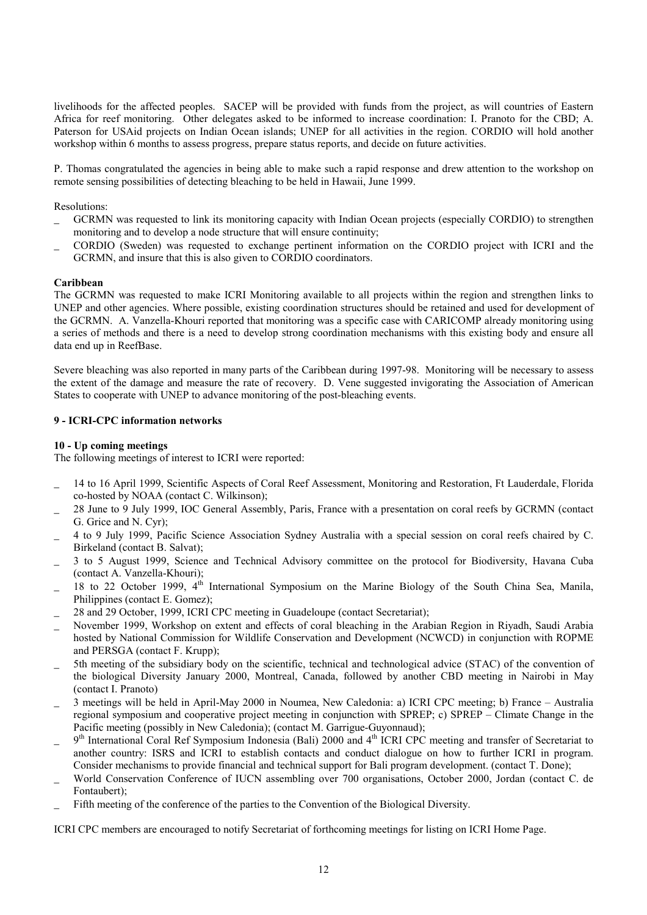livelihoods for the affected peoples. SACEP will be provided with funds from the project, as will countries of Eastern Africa for reef monitoring. Other delegates asked to be informed to increase coordination: I. Pranoto for the CBD; A. Paterson for USAid projects on Indian Ocean islands; UNEP for all activities in the region. CORDIO will hold another workshop within 6 months to assess progress, prepare status reports, and decide on future activities.

P. Thomas congratulated the agencies in being able to make such a rapid response and drew attention to the workshop on remote sensing possibilities of detecting bleaching to be held in Hawaii, June 1999.

Resolutions:

- GCRMN was requested to link its monitoring capacity with Indian Ocean projects (especially CORDIO) to strengthen monitoring and to develop a node structure that will ensure continuity;
- CORDIO (Sweden) was requested to exchange pertinent information on the CORDIO project with ICRI and the GCRMN, and insure that this is also given to CORDIO coordinators.

**Caribbean**

The GCRMN was requested to make ICRI Monitoring available to all projects within the region and strengthen links to UNEP and other agencies. Where possible, existing coordination structures should be retained and used for development of the GCRMN. A. Vanzella-Khouri reported that monitoring was a specific case with CARICOMP already monitoring using a series of methods and there is a need to develop strong coordination mechanisms with this existing body and ensure all data end up in ReefBase.

Severe bleaching was also reported in many parts of the Caribbean during 1997-98. Monitoring will be necessary to assess the extent of the damage and measure the rate of recovery. D. Vene suggested invigorating the Association of American States to cooperate with UNEP to advance monitoring of the post-bleaching events.

**9 - ICRI-CPC information networks**

**10 - Up coming meetings**

The following meetings of interest to ICRI were reported:

- 14 to 16 April 1999, Scientific Aspects of Coral Reef Assessment, Monitoring and Restoration, Ft Lauderdale, Florida co-hosted by NOAA (contact C. Wilkinson);
- 28 June to 9 July 1999, IOC General Assembly, Paris, France with a presentation on coral reefs by GCRMN (contact G. Grice and N. Cyr);
- 4 to 9 July 1999, Pacific Science Association Sydney Australia with a special session on coral reefs chaired by C. Birkeland (contact B. Salvat);
- 3 to 5 August 1999, Science and Technical Advisory committee on the protocol for Biodiversity, Havana Cuba (contact A. Vanzella-Khouri);
- 18 to 22 October 1999, 4th International Symposium on the Marine Biology of the South China Sea, Manila, Philippines (contact E. Gomez);
- 28 and 29 October, 1999, ICRI CPC meeting in Guadeloupe (contact Secretariat);
- November 1999, Workshop on extent and effects of coral bleaching in the Arabian Region in Riyadh, Saudi Arabia hosted by National Commission for Wildlife Conservation and Development (NCWCD) in conjunction with ROPME and PERSGA (contact F. Krupp);
- 5th meeting of the subsidiary body on the scientific, technical and technological advice (STAC) of the convention of the biological Diversity January 2000, Montreal, Canada, followed by another CBD meeting in Nairobi in May (contact I. Pranoto)
- 3 meetings will be held in April-May 2000 in Noumea, New Caledonia: a) ICRI CPC meeting; b) France – Australia regional symposium and cooperative project meeting in conjunction with SPREP; c) SPREP – Climate Change in the Pacific meeting (possibly in New Caledonia); (contact M. Garrigue-Guyonnaud);
- 9th International Coral Ref Symposium Indonesia (Bali) 2000 and 4th ICRI CPC meeting and transfer of Secretariat to another country: ISRS and ICRI to establish contacts and conduct dialogue on how to further ICRI in program. Consider mechanisms to provide financial and technical support for Bali program development. (contact T. Done);
- World Conservation Conference of IUCN assembling over 700 organisations, October 2000, Jordan (contact C. de Fontaubert);
- Fifth meeting of the conference of the parties to the Convention of the Biological Diversity.

ICRI CPC members are encouraged to notify Secretariat of forthcoming meetings for listing on ICRI Home Page.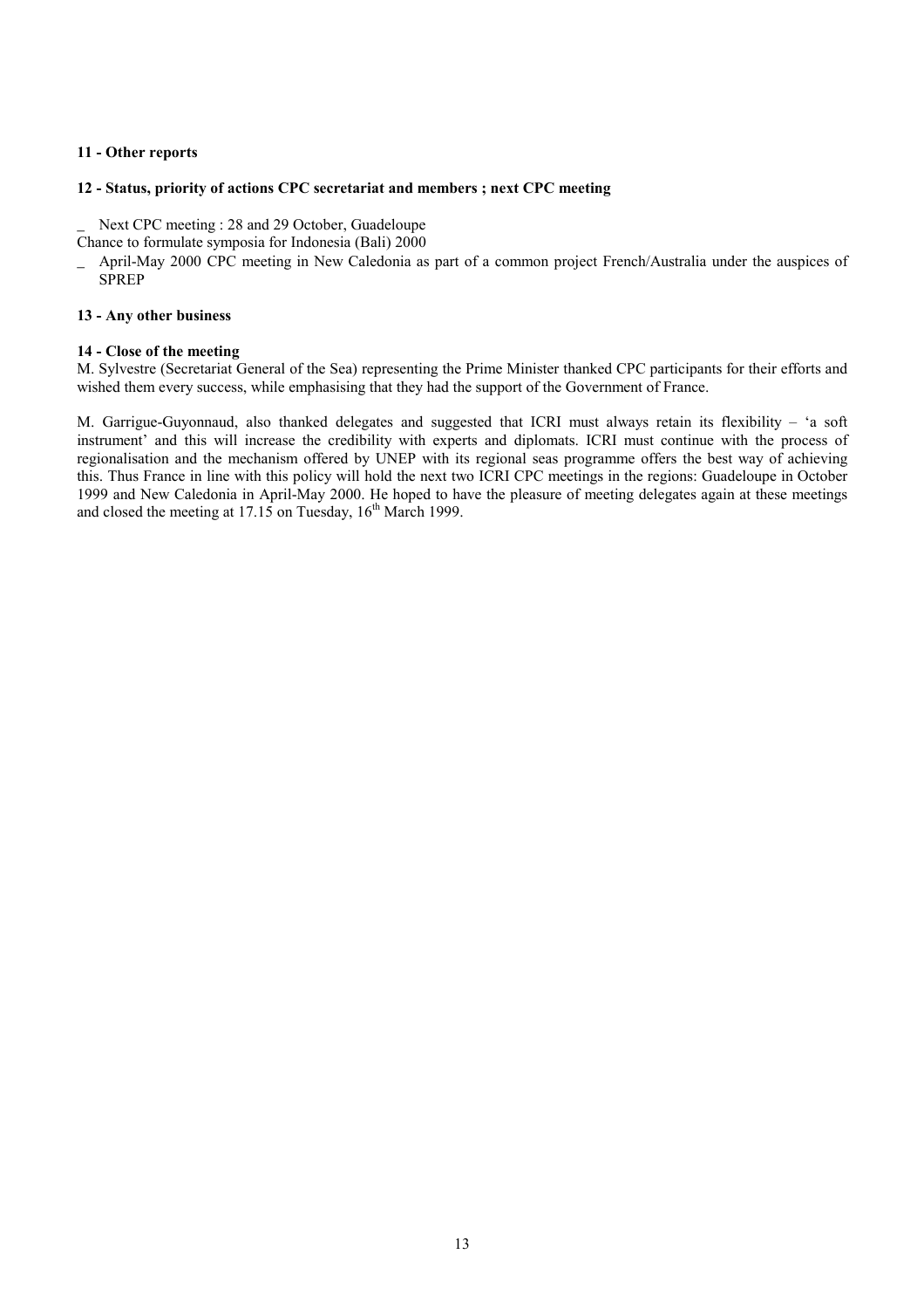**11 - Other reports**

**12 - Status, priority of actions CPC secretariat and members ; next CPC meeting**

- Next CPC meeting : 28 and 29 October, Guadeloupe

Chance to formulate symposia for Indonesia (Bali) 2000

- April-May 2000 CPC meeting in New Caledonia as part of a common project French/Australia under the auspices of SPREP

**13 - Any other business**

**14 - Close of the meeting**

M. Sylvestre (Secretariat General of the Sea) representing the Prime Minister thanked CPC participants for their efforts and wished them every success, while emphasising that they had the support of the Government of France.

M. Garrigue-Guyonnaud, also thanked delegates and suggested that ICRI must always retain its flexibility – 'a soft instrument' and this will increase the credibility with experts and diplomats. ICRI must continue with the process of regionalisation and the mechanism offered by UNEP with its regional seas programme offers the best way of achieving this. Thus France in line with this policy will hold the next two ICRI CPC meetings in the regions: Guadeloupe in October 1999 and New Caledonia in April-May 2000. He hoped to have the pleasure of meeting delegates again at these meetings and closed the meeting at 17.15 on Tuesday, 16th March 1999.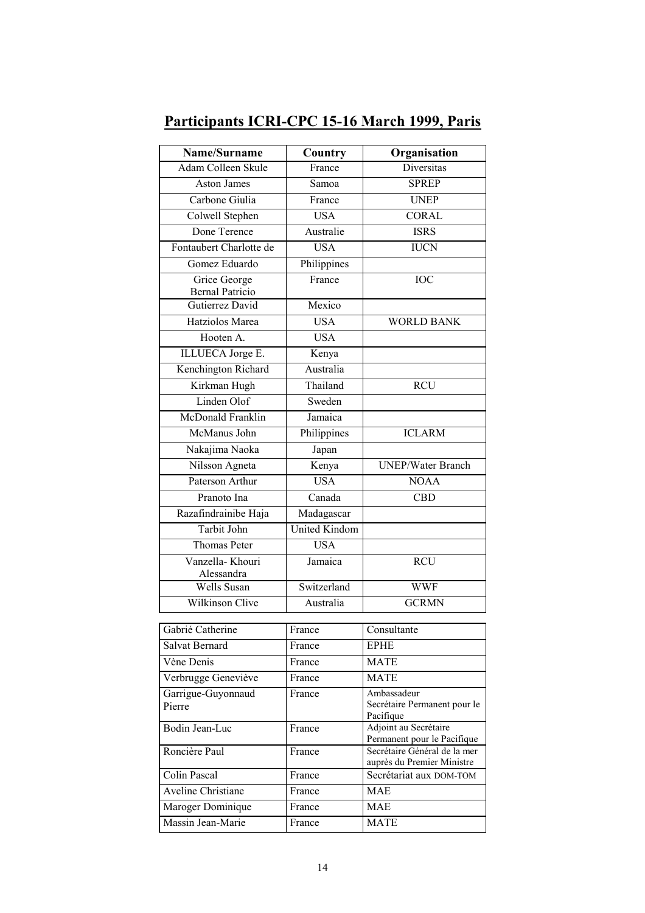## Participants ICRI-CPC 15-16 March 1999, Paris

| Name/Surname | Country | Organisation |
|---|---|---|
| Adam Colleen Skule | France | Diversitas |
| Aston James | Samoa | SPREP |
| Carbone Giulia | France | UNEP |
| Colwell Stephen | USA | CORAL |
| Done Terence | Australie | ISRS |
| Fontaubert Charlotte de | USA | IUCN |
| Gomez Eduardo | Philippines | |
| Grice George Bernal Patricio | France | IOC |
| Gutierrez David | Mexico | |
| Hatziolos Marea | USA | WORLD BANK |
| Hooten A. | USA | |
| ILLUECA Jorge E. | Kenya | |
| Kenchington Richard | Australia | |
| Kirkman Hugh | Thailand | RCU |
| Linden Olof | Sweden | |
| McDonald Franklin | Jamaica | |
| McManus John | Philippines | ICLARM |
| Nakajima Naoka | Japan | |
| Nilsson Agneta | Kenya | UNEP/Water Branch |
| Paterson Arthur | USA | NOAA |
| Pranoto Ina | Canada | CBD |
| Razafindrainibe Haja | Madagascar | |
| Tarbit John | United Kindom | |
| Thomas Peter | USA | |
| Vanzella- Khouri Alessandra | Jamaica | RCU |
| Wells Susan | Switzerland | WWF |
| Wilkinson Clive | Australia | GCRMN |

| | | |
|---|---|---|
| Gabrié Catherine | France | Consultante |
| Salvat Bernard | France | EPHE |
| Vène Denis | France | MATE |
| Verbrugge Geneviève | France | MATE |
| Garrigue-Guyonnaud Pierre | France | Ambassadeur Secrétaire Permanent pour le Pacifique |
| Bodin Jean-Luc | France | Adjoint au Secrétaire Permanent pour le Pacifique |
| Roncière Paul | France | Secrétaire Général de la mer auprès du Premier Ministre |
| Colin Pascal | France | Secrétariat aux DOM-TOM |
| Aveline Christiane | France | MAE |
| Maroger Dominique | France | MAE |
| Massin Jean-Marie | France | MATE |